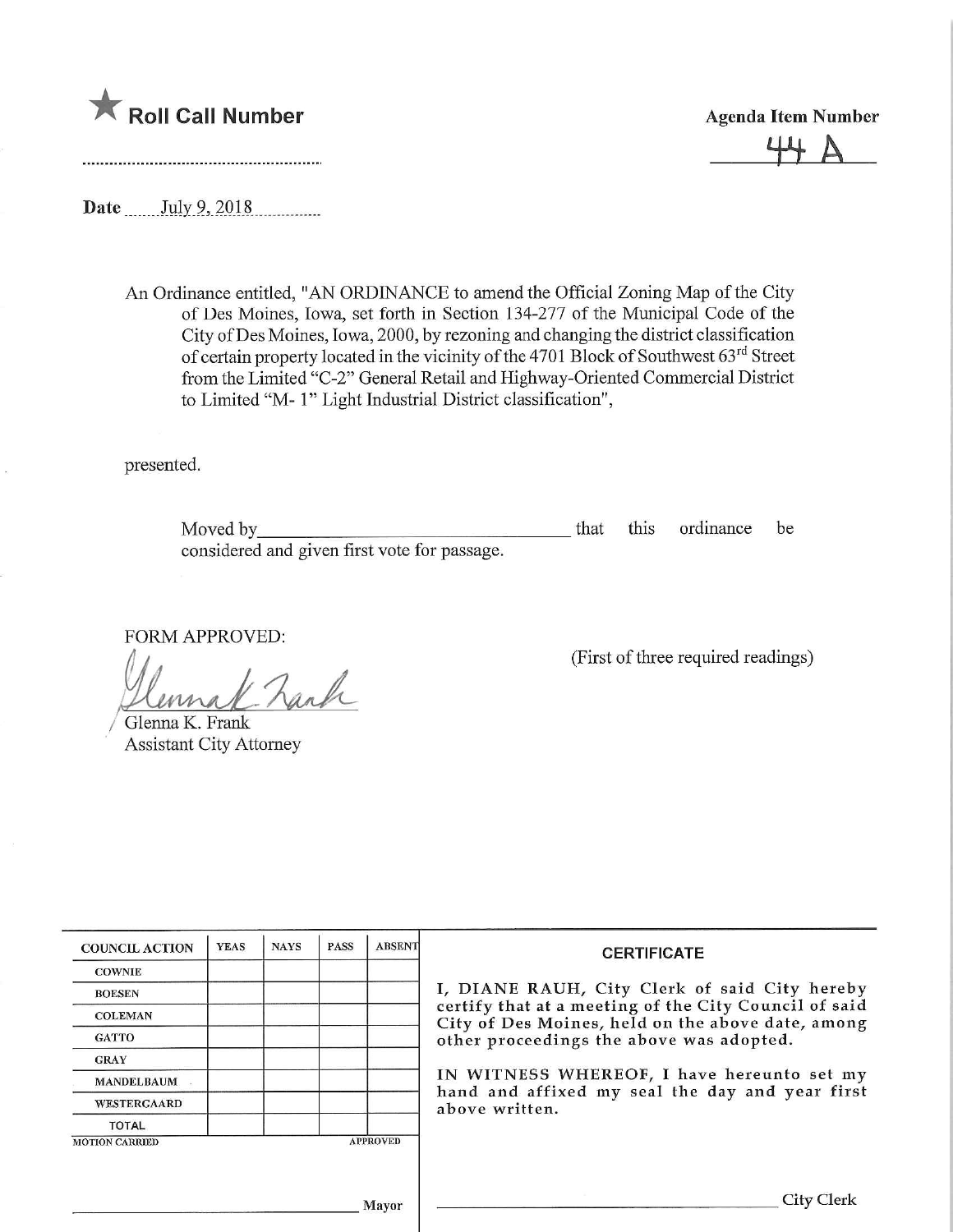★ **Roll Call Number**

..........................................................

**Agenda Item Number**

44 A

**Date** July 9, 2018

An Ordinance entitled, "AN ORDINANCE to amend the Official Zoning Map of the City of Des Moines, Iowa, set forth in Section 134-277 of the Municipal Code of the City of Des Moines, Iowa, 2000, by rezoning and changing the district classification of certain property located in the vicinity of the 4701 Block of Southwest 63rd Street from the Limited "C-2" General Retail and Highway-Oriented Commercial District to Limited "M- 1" Light Industrial District classification",

presented.

Moved by\_\_\_\_\_\_\_\_\_\_\_\_\_\_\_\_\_\_\_\_\_\_\_\_\_\_\_\_\_\_\_\_ that this ordinance be considered and given first vote for passage.

FORM APPROVED:

Glenna K. Frank
Glenna K. Frank
Assistant City Attorney

(First of three required readings)

| COUNCIL ACTION | YEAS | NAYS | PASS | ABSENT |
|---|---|---|---|---|
| COWNIE | | | | |
| BOESEN | | | | |
| COLEMAN | | | | |
| GATTO | | | | |
| GRAY | | | | |
| MANDELBAUM | | | | |
| WESTERGAARD | | | | |
| TOTAL | | | | |

MOTION CARRIED APPROVED

\_\_\_\_\_\_\_\_\_\_\_\_\_\_\_\_\_\_\_\_\_\_\_\_\_\_\_\_\_\_ Mayor

**CERTIFICATE**

I, DIANE RAUH, City Clerk of said City hereby certify that at a meeting of the City Council of said City of Des Moines, held on the above date, among other proceedings the above was adopted.

IN WITNESS WHEREOF, I have hereunto set my hand and affixed my seal the day and year first above written.

\_\_\_\_\_\_\_\_\_\_\_\_\_\_\_\_\_\_\_\_\_\_\_\_\_\_\_\_\_\_ City Clerk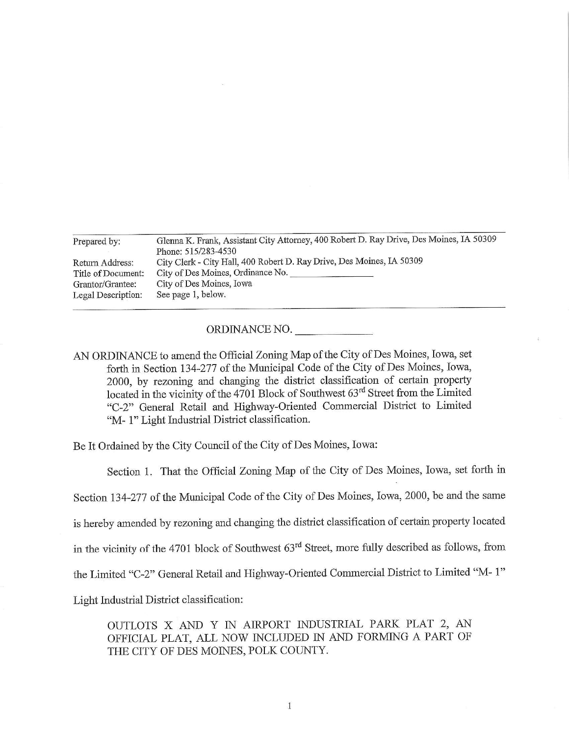| Prepared by: | Glenna K. Frank, Assistant City Attorney, 400 Robert D. Ray Drive, Des Moines, IA 50309 Phone: 515/283-4530 |
|---|---|
| Return Address: | City Clerk - City Hall, 400 Robert D. Ray Drive, Des Moines, IA 50309 |
| Title of Document: | City of Des Moines, Ordinance No. \_\_\_\_\_\_\_\_\_\_\_\_ |
| Grantor/Grantee: | City of Des Moines, Iowa |
| Legal Description: | See page 1, below. |

ORDINANCE NO. \_\_\_\_\_\_\_\_\_\_\_\_

AN ORDINANCE to amend the Official Zoning Map of the City of Des Moines, Iowa, set forth in Section 134-277 of the Municipal Code of the City of Des Moines, Iowa, 2000, by rezoning and changing the district classification of certain property located in the vicinity of the 4701 Block of Southwest 63rd Street from the Limited "C-2" General Retail and Highway-Oriented Commercial District to Limited "M- 1" Light Industrial District classification.

Be It Ordained by the City Council of the City of Des Moines, Iowa:

Section 1. That the Official Zoning Map of the City of Des Moines, Iowa, set forth in Section 134-277 of the Municipal Code of the City of Des Moines, Iowa, 2000, be and the same is hereby amended by rezoning and changing the district classification of certain property located in the vicinity of the 4701 block of Southwest 63rd Street, more fully described as follows, from the Limited "C-2" General Retail and Highway-Oriented Commercial District to Limited "M- 1" Light Industrial District classification:

OUTLOTS X AND Y IN AIRPORT INDUSTRIAL PARK PLAT 2, AN OFFICIAL PLAT, ALL NOW INCLUDED IN AND FORMING A PART OF THE CITY OF DES MOINES, POLK COUNTY.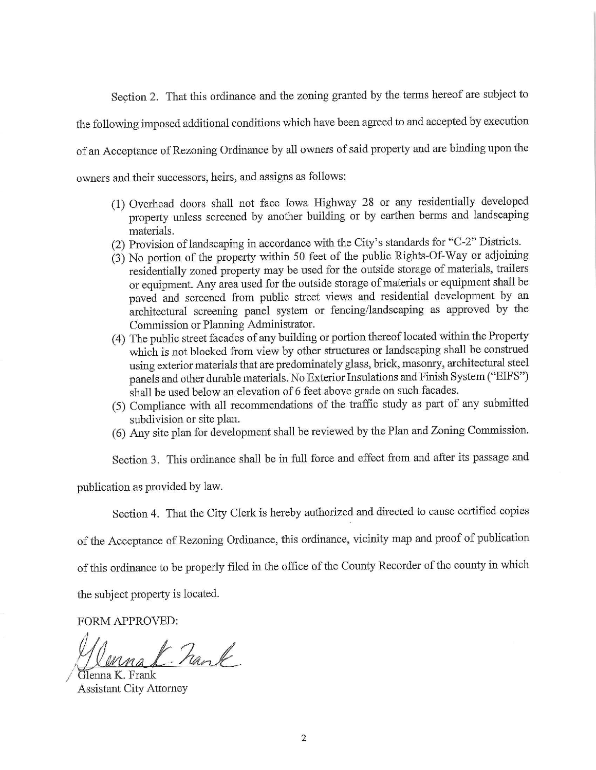Section 2. That this ordinance and the zoning granted by the terms hereof are subject to the following imposed additional conditions which have been agreed to and accepted by execution of an Acceptance of Rezoning Ordinance by all owners of said property and are binding upon the owners and their successors, heirs, and assigns as follows:

(1) Overhead doors shall not face Iowa Highway 28 or any residentially developed property unless screened by another building or by earthen berms and landscaping materials.
(2) Provision of landscaping in accordance with the City's standards for "C-2" Districts.
(3) No portion of the property within 50 feet of the public Rights-Of-Way or adjoining residentially zoned property may be used for the outside storage of materials, trailers or equipment. Any area used for the outside storage of materials or equipment shall be paved and screened from public street views and residential development by an architectural screening panel system or fencing/landscaping as approved by the Commission or Planning Administrator.
(4) The public street facades of any building or portion thereof located within the Property which is not blocked from view by other structures or landscaping shall be construed using exterior materials that are predominately glass, brick, masonry, architectural steel panels and other durable materials. No Exterior Insulations and Finish System ("EIFS") shall be used below an elevation of 6 feet above grade on such facades.
(5) Compliance with all recommendations of the traffic study as part of any submitted subdivision or site plan.
(6) Any site plan for development shall be reviewed by the Plan and Zoning Commission.

Section 3. This ordinance shall be in full force and effect from and after its passage and publication as provided by law.

Section 4. That the City Clerk is hereby authorized and directed to cause certified copies of the Acceptance of Rezoning Ordinance, this ordinance, vicinity map and proof of publication of this ordinance to be properly filed in the office of the County Recorder of the county in which the subject property is located.

FORM APPROVED:

Glenna K. Frank
Assistant City Attorney